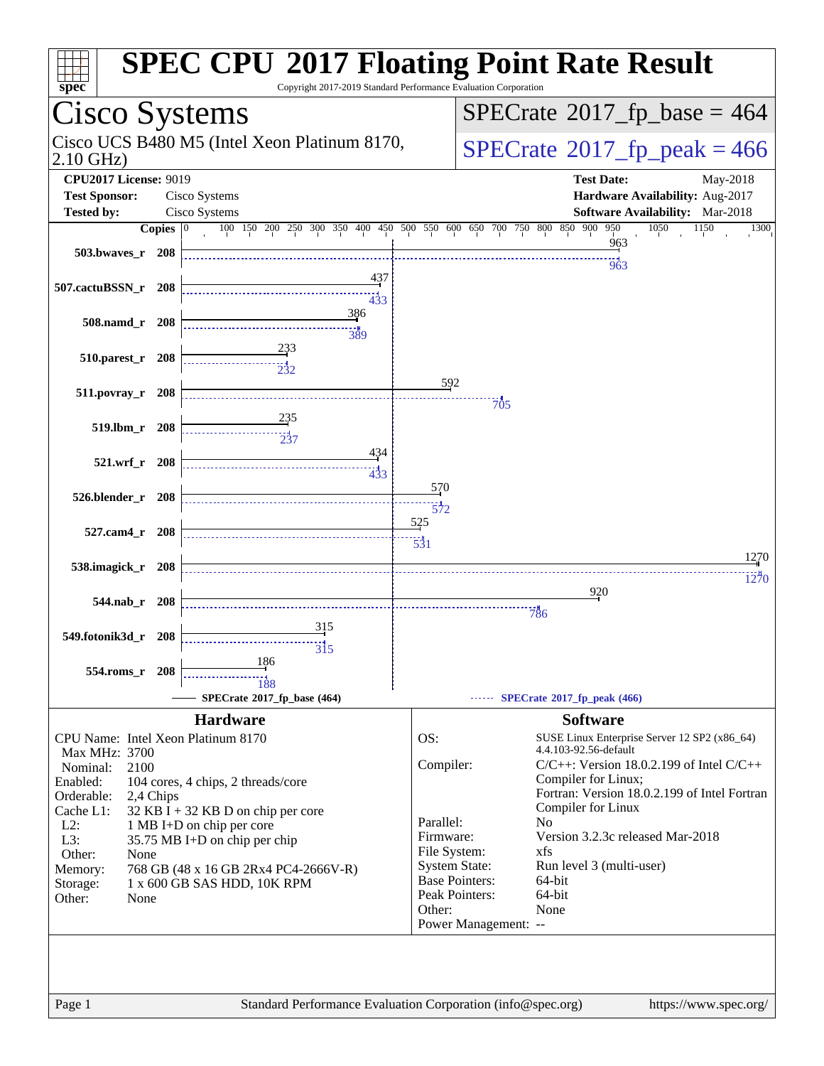# SPEC CPU 2017 Floating Point Rate Result

Copyright 2017-2019 Standard Performance Evaluation Corporation

## Cisco Systems

Cisco UCS B480 M5 (Intel Xeon Platinum 8170, 2.10 GHz)

SPECrate 2017_fp_base = 464

SPECrate 2017_fp_peak = 466

**CPU2017 License:** 9019
**Test Sponsor:** Cisco Systems
**Tested by:** Cisco Systems

**Test Date:** May-2018
**Hardware Availability:** Aug-2017
**Software Availability:** Mar-2018

| Benchmark | Copies | SPECrate 2017_fp_base (464) | SPECrate 2017_fp_peak (466) |
|---|---|---|---|
| 503.bwaves_r | 208 | 963 | 963 |
| 507.cactuBSSN_r | 208 | 437 | 433 |
| 508.namd_r | 208 | 386 | 389 |
| 510.parest_r | 208 | 233 | 232 |
| 511.povray_r | 208 | 592 | 705 |
| 519.lbm_r | 208 | 235 | 237 |
| 521.wrf_r | 208 | 434 | 433 |
| 526.blender_r | 208 | 570 | 572 |
| 527.cam4_r | 208 | 525 | 531 |
| 538.imagick_r | 208 | 1270 | 1270 |
| 544.nab_r | 208 | 920 | 786 |
| 549.fotonik3d_r | 208 | 315 | 315 |
| 554.roms_r | 208 | 186 | 188 |

### Hardware

| | |
|---|---|
| CPU Name: | Intel Xeon Platinum 8170 |
| Max MHz: | 3700 |
| Nominal: | 2100 |
| Enabled: | 104 cores, 4 chips, 2 threads/core |
| Orderable: | 2,4 Chips |
| Cache L1: | 32 KB I + 32 KB D on chip per core |
| L2: | 1 MB I+D on chip per core |
| L3: | 35.75 MB I+D on chip per chip |
| Other: | None |
| Memory: | 768 GB (48 x 16 GB 2Rx4 PC4-2666V-R) |
| Storage: | 1 x 600 GB SAS HDD, 10K RPM |
| Other: | None |

### Software

| | |
|---|---|
| OS: | SUSE Linux Enterprise Server 12 SP2 (x86_64) 4.4.103-92.56-default |
| Compiler: | C/C++: Version 18.0.2.199 of Intel C/C++ Compiler for Linux; Fortran: Version 18.0.2.199 of Intel Fortran Compiler for Linux |
| Parallel: | No |
| Firmware: | Version 3.2.3c released Mar-2018 |
| File System: | xfs |
| System State: | Run level 3 (multi-user) |
| Base Pointers: | 64-bit |
| Peak Pointers: | 64-bit |
| Other: | None |
| Power Management: | -- |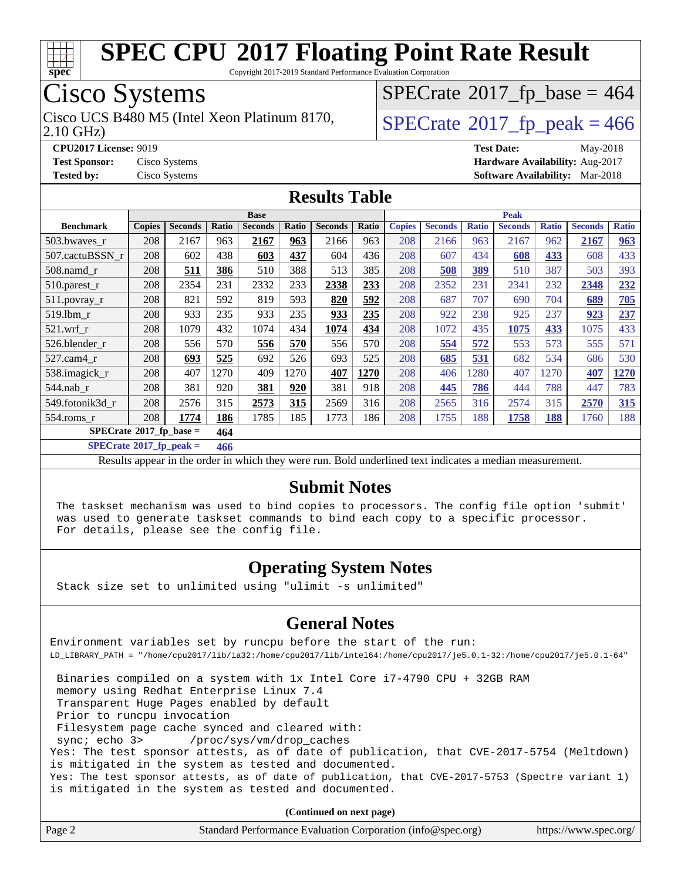# SPEC CPU 2017 Floating Point Rate Result

Copyright 2017-2019 Standard Performance Evaluation Corporation

## Cisco Systems

Cisco UCS B480 M5 (Intel Xeon Platinum 8170, 2.10 GHz)

SPECrate 2017_fp_base = 464

SPECrate 2017_fp_peak = 466

**CPU2017 License:** 9019
**Test Sponsor:** Cisco Systems
**Tested by:** Cisco Systems

**Test Date:** May-2018
**Hardware Availability:** Aug-2017
**Software Availability:** Mar-2018

## Results Table

| Benchmark | Base | | | | | | | Peak | | | | | | |
|---|---|---|---|---|---|---|---|---|---|---|---|---|---|---|
| | Copies | Seconds | Ratio | Seconds | Ratio | Seconds | Ratio | Copies | Seconds | Ratio | Seconds | Ratio | Seconds | Ratio |
| 503.bwaves_r | 208 | 2167 | 963 | **2167** | **963** | 2166 | 963 | 208 | 2166 | 963 | 2167 | 962 | **2167** | **963** |
| 507.cactuBSSN_r | 208 | 602 | 438 | **603** | **437** | 604 | 436 | 208 | 607 | 434 | **608** | **433** | 608 | 433 |
| 508.namd_r | 208 | **511** | **386** | 510 | 388 | 513 | 385 | 208 | **508** | **389** | 510 | 387 | 503 | 393 |
| 510.parest_r | 208 | 2354 | 231 | 2332 | 233 | **2338** | **233** | 208 | 2352 | 231 | 2341 | 232 | **2348** | **232** |
| 511.povray_r | 208 | 821 | 592 | 819 | 593 | **820** | **592** | 208 | 687 | 707 | 690 | 704 | **689** | **705** |
| 519.lbm_r | 208 | 933 | 235 | 933 | 235 | **933** | **235** | 208 | 922 | 238 | 925 | 237 | **923** | **237** |
| 521.wrf_r | 208 | 1079 | 432 | 1074 | 434 | **1074** | **434** | 208 | 1072 | 435 | **1075** | **433** | 1075 | 433 |
| 526.blender_r | 208 | 556 | 570 | **556** | **570** | 556 | 570 | 208 | **554** | **572** | 553 | 573 | 555 | 571 |
| 527.cam4_r | 208 | **693** | **525** | 692 | 526 | 693 | 525 | 208 | **685** | **531** | 682 | 534 | 686 | 530 |
| 538.imagick_r | 208 | 407 | 1270 | 409 | 1270 | **407** | **1270** | 208 | 406 | 1280 | 407 | 1270 | **407** | **1270** |
| 544.nab_r | 208 | 381 | 920 | **381** | **920** | 381 | 918 | 208 | **445** | **786** | 444 | 788 | 447 | 783 |
| 549.fotonik3d_r | 208 | 2576 | 315 | **2573** | **315** | 2569 | 316 | 208 | 2565 | 316 | 2574 | 315 | **2570** | **315** |
| 554.roms_r | 208 | **1774** | **186** | 1785 | 185 | 1773 | 186 | 208 | 1755 | 188 | **1758** | **188** | 1760 | 188 |

**SPECrate 2017_fp_base = 464**

**SPECrate 2017_fp_peak = 466**

Results appear in the order in which they were run. Bold underlined text indicates a median measurement.

## Submit Notes

```
The taskset mechanism was used to bind copies to processors. The config file option 'submit'
was used to generate taskset commands to bind each copy to a specific processor.
For details, please see the config file.
```

## Operating System Notes

```
Stack size set to unlimited using "ulimit -s unlimited"
```

## General Notes

```
Environment variables set by runcpu before the start of the run:
LD_LIBRARY_PATH = "/home/cpu2017/lib/ia32:/home/cpu2017/lib/intel64:/home/cpu2017/je5.0.1-32:/home/cpu2017/je5.0.1-64"

 Binaries compiled on a system with 1x Intel Core i7-4790 CPU + 32GB RAM
 memory using Redhat Enterprise Linux 7.4
 Transparent Huge Pages enabled by default
 Prior to runcpu invocation
 Filesystem page cache synced and cleared with:
 sync; echo 3>       /proc/sys/vm/drop_caches
Yes: The test sponsor attests, as of date of publication, that CVE-2017-5754 (Meltdown)
is mitigated in the system as tested and documented.
Yes: The test sponsor attests, as of date of publication, that CVE-2017-5753 (Spectre variant 1)
is mitigated in the system as tested and documented.
```

**(Continued on next page)**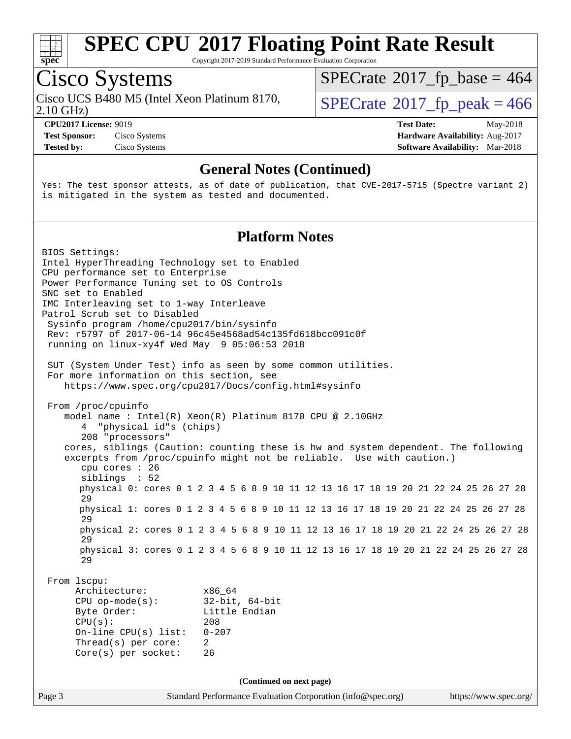## General Notes (Continued)

```
Yes: The test sponsor attests, as of date of publication, that CVE-2017-5715 (Spectre variant 2)
is mitigated in the system as tested and documented.
```

## Platform Notes

```
BIOS Settings:
Intel HyperThreading Technology set to Enabled
CPU performance set to Enterprise
Power Performance Tuning set to OS Controls
SNC set to Enabled
IMC Interleaving set to 1-way Interleave
Patrol Scrub set to Disabled
 Sysinfo program /home/cpu2017/bin/sysinfo
 Rev: r5797 of 2017-06-14 96c45e4568ad54c135fd618bcc091c0f
 running on linux-xy4f Wed May  9 05:06:53 2018

 SUT (System Under Test) info as seen by some common utilities.
 For more information on this section, see
    https://www.spec.org/cpu2017/Docs/config.html#sysinfo

 From /proc/cpuinfo
    model name : Intel(R) Xeon(R) Platinum 8170 CPU @ 2.10GHz
       4  "physical id"s (chips)
       208 "processors"
    cores, siblings (Caution: counting these is hw and system dependent. The following
    excerpts from /proc/cpuinfo might not be reliable.  Use with caution.)
       cpu cores : 26
       siblings  : 52
       physical 0: cores 0 1 2 3 4 5 6 8 9 10 11 12 13 16 17 18 19 20 21 22 24 25 26 27 28
       29
       physical 1: cores 0 1 2 3 4 5 6 8 9 10 11 12 13 16 17 18 19 20 21 22 24 25 26 27 28
       29
       physical 2: cores 0 1 2 3 4 5 6 8 9 10 11 12 13 16 17 18 19 20 21 22 24 25 26 27 28
       29
       physical 3: cores 0 1 2 3 4 5 6 8 9 10 11 12 13 16 17 18 19 20 21 22 24 25 26 27 28
       29

 From lscpu:
      Architecture:          x86_64
      CPU op-mode(s):        32-bit, 64-bit
      Byte Order:            Little Endian
      CPU(s):                208
      On-line CPU(s) list:   0-207
      Thread(s) per core:    2
      Core(s) per socket:    26
```

(Continued on next page)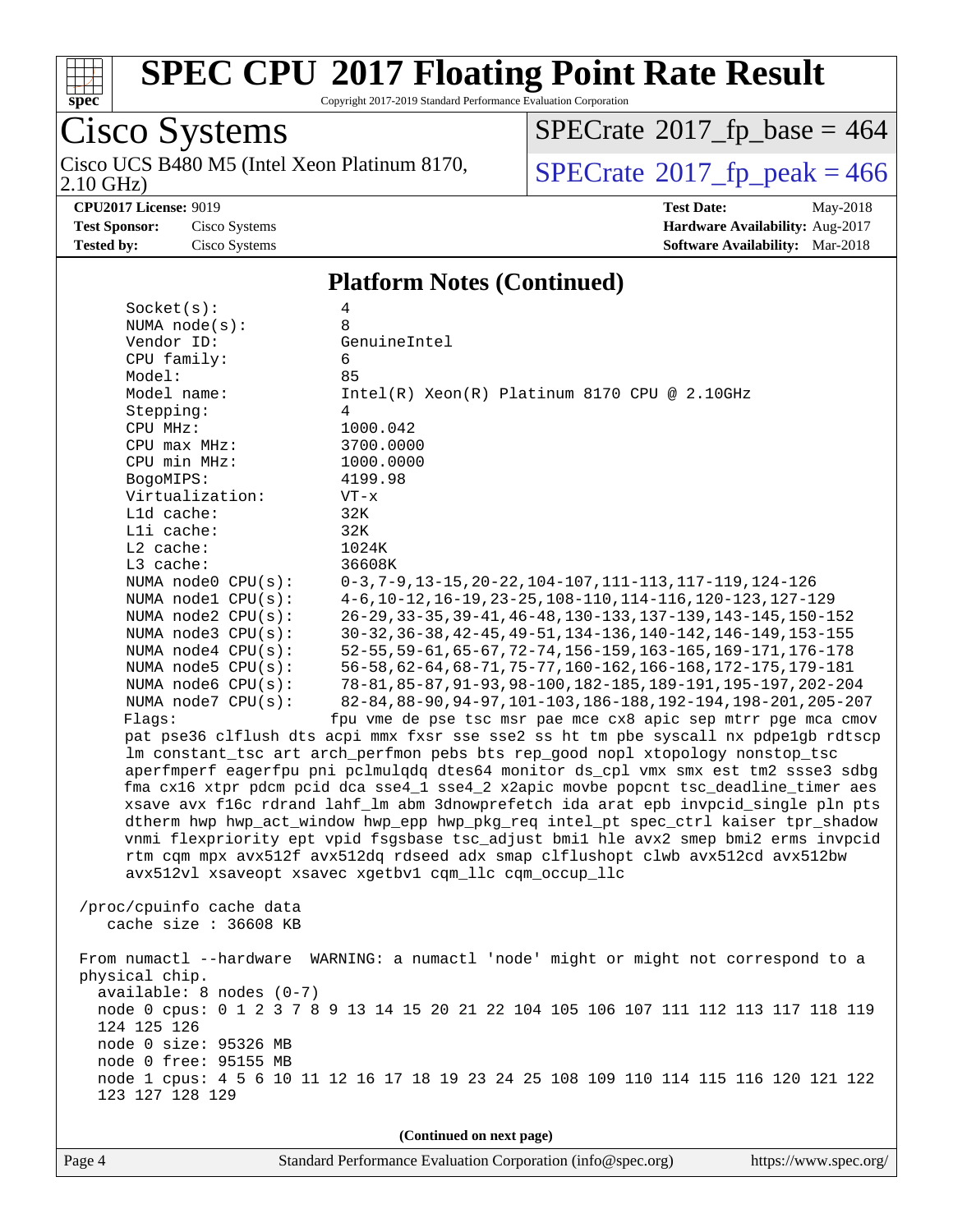## Platform Notes (Continued)

```
Socket(s):             4
NUMA node(s):          8
Vendor ID:             GenuineIntel
CPU family:            6
Model:                 85
Model name:            Intel(R) Xeon(R) Platinum 8170 CPU @ 2.10GHz
Stepping:              4
CPU MHz:               1000.042
CPU max MHz:           3700.0000
CPU min MHz:           1000.0000
BogoMIPS:              4199.98
Virtualization:        VT-x
L1d cache:             32K
L1i cache:             32K
L2 cache:              1024K
L3 cache:              36608K
NUMA node0 CPU(s):     0-3,7-9,13-15,20-22,104-107,111-113,117-119,124-126
NUMA node1 CPU(s):     4-6,10-12,16-19,23-25,108-110,114-116,120-123,127-129
NUMA node2 CPU(s):     26-29,33-35,39-41,46-48,130-133,137-139,143-145,150-152
NUMA node3 CPU(s):     30-32,36-38,42-45,49-51,134-136,140-142,146-149,153-155
NUMA node4 CPU(s):     52-55,59-61,65-67,72-74,156-159,163-165,169-171,176-178
NUMA node5 CPU(s):     56-58,62-64,68-71,75-77,160-162,166-168,172-175,179-181
NUMA node6 CPU(s):     78-81,85-87,91-93,98-100,182-185,189-191,195-197,202-204
NUMA node7 CPU(s):     82-84,88-90,94-97,101-103,186-188,192-194,198-201,205-207
Flags:                 fpu vme de pse tsc msr pae mce cx8 apic sep mtrr pge mca cmov
pat pse36 clflush dts acpi mmx fxsr sse sse2 ss ht tm pbe syscall nx pdpe1gb rdtscp
lm constant_tsc art arch_perfmon pebs bts rep_good nopl xtopology nonstop_tsc
aperfmperf eagerfpu pni pclmulqdq dtes64 monitor ds_cpl vmx smx est tm2 ssse3 sdbg
fma cx16 xtpr pdcm pcid dca sse4_1 sse4_2 x2apic movbe popcnt tsc_deadline_timer aes
xsave avx f16c rdrand lahf_lm abm 3dnowprefetch ida arat epb invpcid_single pln pts
dtherm hwp hwp_act_window hwp_epp hwp_pkg_req intel_pt spec_ctrl kaiser tpr_shadow
vnmi flexpriority ept vpid fsgsbase tsc_adjust bmi1 hle avx2 smep bmi2 erms invpcid
rtm cqm mpx avx512f avx512dq rdseed adx smap clflushopt clwb avx512cd avx512bw
avx512vl xsaveopt xsavec xgetbv1 cqm_llc cqm_occup_llc

/proc/cpuinfo cache data
   cache size : 36608 KB

From numactl --hardware  WARNING: a numactl 'node' might or might not correspond to a
physical chip.
  available: 8 nodes (0-7)
  node 0 cpus: 0 1 2 3 7 8 9 13 14 15 20 21 22 104 105 106 107 111 112 113 117 118 119
  124 125 126
  node 0 size: 95326 MB
  node 0 free: 95155 MB
  node 1 cpus: 4 5 6 10 11 12 16 17 18 19 23 24 25 108 109 110 114 115 116 120 121 122
  123 127 128 129
```

(Continued on next page)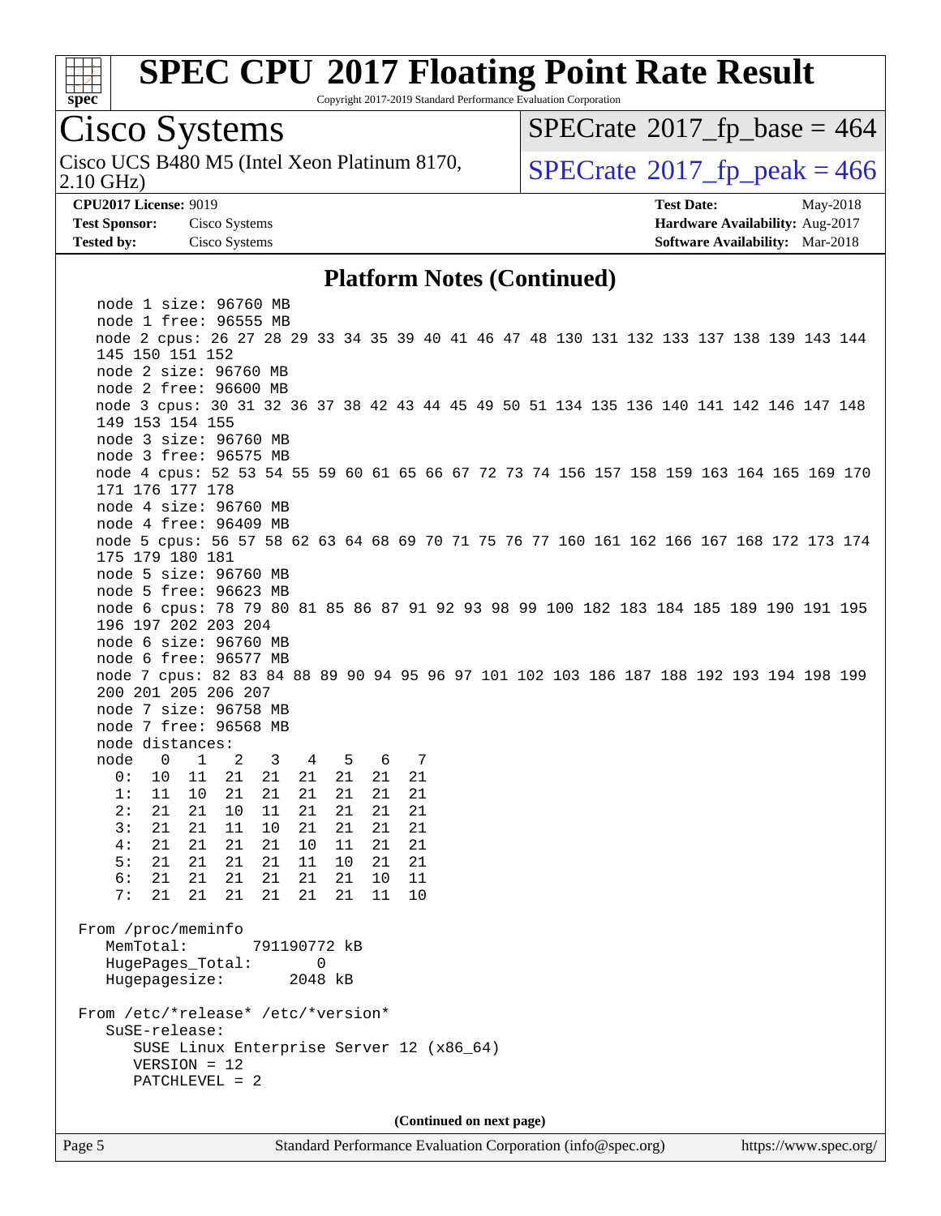# SPEC CPU 2017 Floating Point Rate Result

Copyright 2017-2019 Standard Performance Evaluation Corporation

**Cisco Systems**

Cisco UCS B480 M5 (Intel Xeon Platinum 8170, 2.10 GHz)

SPECrate 2017_fp_base = 464

SPECrate 2017_fp_peak = 466

**CPU2017 License:** 9019
**Test Sponsor:** Cisco Systems
**Tested by:** Cisco Systems

**Test Date:** May-2018
**Hardware Availability:** Aug-2017
**Software Availability:** Mar-2018

## Platform Notes (Continued)

```
    node 1 size: 96760 MB
    node 1 free: 96555 MB
    node 2 cpus: 26 27 28 29 33 34 35 39 40 41 46 47 48 130 131 132 133 137 138 139 143 144
    145 150 151 152
    node 2 size: 96760 MB
    node 2 free: 96600 MB
    node 3 cpus: 30 31 32 36 37 38 42 43 44 45 49 50 51 134 135 136 140 141 142 146 147 148
    149 153 154 155
    node 3 size: 96760 MB
    node 3 free: 96575 MB
    node 4 cpus: 52 53 54 55 59 60 61 65 66 67 72 73 74 156 157 158 159 163 164 165 169 170
    171 176 177 178
    node 4 size: 96760 MB
    node 4 free: 96409 MB
    node 5 cpus: 56 57 58 62 63 64 68 69 70 71 75 76 77 160 161 162 166 167 168 172 173 174
    175 179 180 181
    node 5 size: 96760 MB
    node 5 free: 96623 MB
    node 6 cpus: 78 79 80 81 85 86 87 91 92 93 98 99 100 182 183 184 185 189 190 191 195
    196 197 202 203 204
    node 6 size: 96760 MB
    node 6 free: 96577 MB
    node 7 cpus: 82 83 84 88 89 90 94 95 96 97 101 102 103 186 187 188 192 193 194 198 199
    200 201 205 206 207
    node 7 size: 96758 MB
    node 7 free: 96568 MB
    node distances:
    node   0   1   2   3   4   5   6   7
      0:  10  11  21  21  21  21  21  21
      1:  11  10  21  21  21  21  21  21
      2:  21  21  10  11  21  21  21  21
      3:  21  21  11  10  21  21  21  21
      4:  21  21  21  21  10  11  21  21
      5:  21  21  21  21  11  10  21  21
      6:  21  21  21  21  21  21  10  11
      7:  21  21  21  21  21  21  11  10

 From /proc/meminfo
    MemTotal:       791190772 kB
    HugePages_Total:       0
    Hugepagesize:       2048 kB

 From /etc/*release* /etc/*version*
    SuSE-release:
       SUSE Linux Enterprise Server 12 (x86_64)
       VERSION = 12
       PATCHLEVEL = 2
```

(Continued on next page)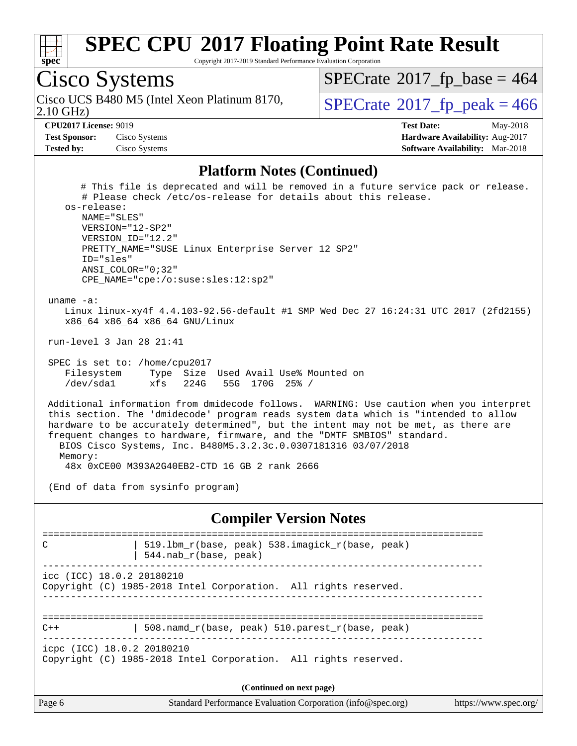# SPEC CPU 2017 Floating Point Rate Result

Copyright 2017-2019 Standard Performance Evaluation Corporation

## Cisco Systems

Cisco UCS B480 M5 (Intel Xeon Platinum 8170, 2.10 GHz)

SPECrate 2017_fp_base = 464

SPECrate 2017_fp_peak = 466

**CPU2017 License:** 9019
**Test Sponsor:** Cisco Systems
**Tested by:** Cisco Systems

**Test Date:** May-2018
**Hardware Availability:** Aug-2017
**Software Availability:** Mar-2018

### Platform Notes (Continued)

```
      # This file is deprecated and will be removed in a future service pack or release.
      # Please check /etc/os-release for details about this release.
   os-release:
      NAME="SLES"
      VERSION="12-SP2"
      VERSION_ID="12.2"
      PRETTY_NAME="SUSE Linux Enterprise Server 12 SP2"
      ID="sles"
      ANSI_COLOR="0;32"
      CPE_NAME="cpe:/o:suse:sles:12:sp2"

 uname -a:
    Linux linux-xy4f 4.4.103-92.56-default #1 SMP Wed Dec 27 16:24:31 UTC 2017 (2fd2155)
    x86_64 x86_64 x86_64 GNU/Linux

 run-level 3 Jan 28 21:41

 SPEC is set to: /home/cpu2017
    Filesystem     Type  Size  Used Avail Use% Mounted on
    /dev/sda1      xfs   224G   55G  170G  25% /

 Additional information from dmidecode follows.  WARNING: Use caution when you interpret
 this section. The 'dmidecode' program reads system data which is "intended to allow
 hardware to be accurately determined", but the intent may not be met, as there are
 frequent changes to hardware, firmware, and the "DMTF SMBIOS" standard.
   BIOS Cisco Systems, Inc. B480M5.3.2.3c.0.0307181316 03/07/2018
   Memory:
    48x 0xCE00 M393A2G40EB2-CTD 16 GB 2 rank 2666

 (End of data from sysinfo program)
```

### Compiler Version Notes

```
==============================================================================
C               | 519.lbm_r(base, peak) 538.imagick_r(base, peak)
                | 544.nab_r(base, peak)
------------------------------------------------------------------------------
icc (ICC) 18.0.2 20180210
Copyright (C) 1985-2018 Intel Corporation.  All rights reserved.
------------------------------------------------------------------------------

==============================================================================
C++             | 508.namd_r(base, peak) 510.parest_r(base, peak)
------------------------------------------------------------------------------
icpc (ICC) 18.0.2 20180210
Copyright (C) 1985-2018 Intel Corporation.  All rights reserved.
```

**(Continued on next page)**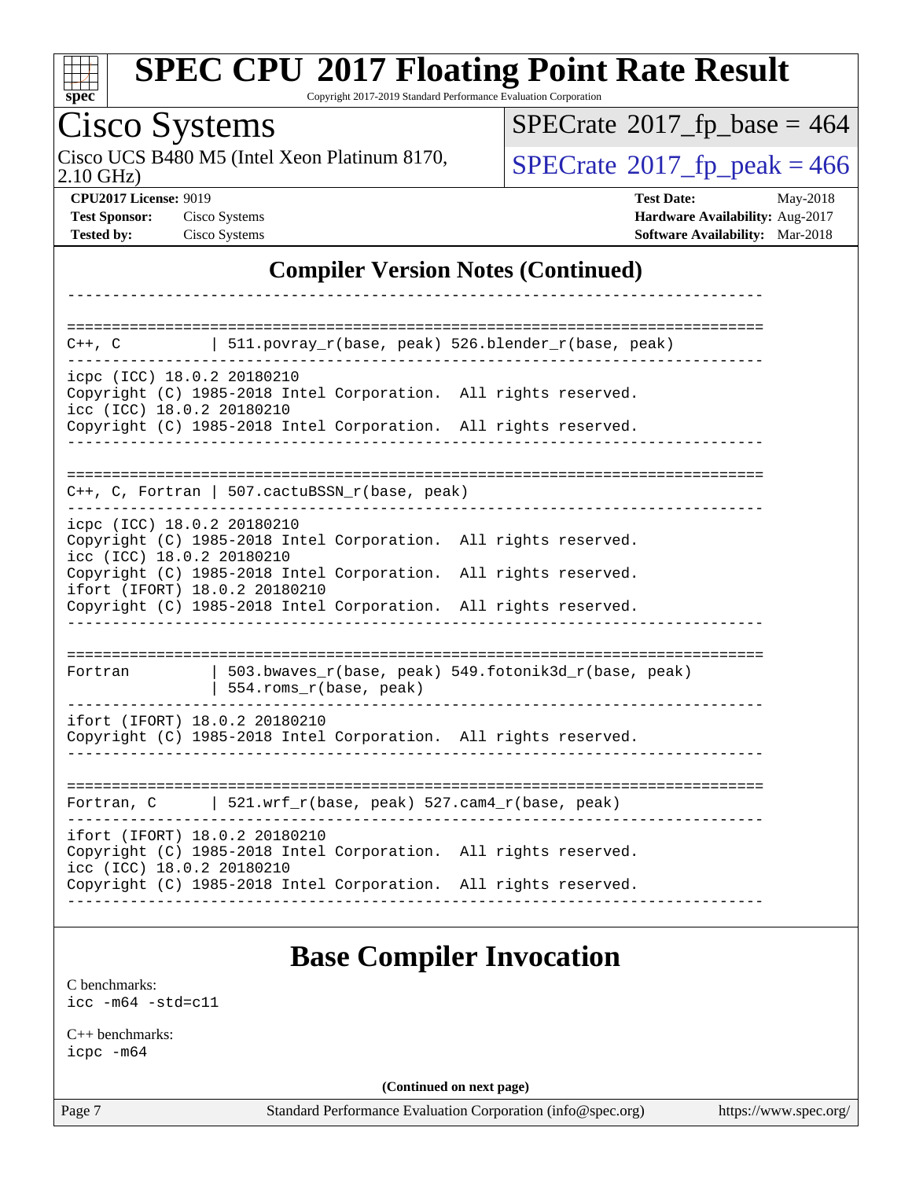## Compiler Version Notes (Continued)

```
------------------------------------------------------------------------------

==============================================================================
C++, C          | 511.povray_r(base, peak) 526.blender_r(base, peak)
------------------------------------------------------------------------------
icpc (ICC) 18.0.2 20180210
Copyright (C) 1985-2018 Intel Corporation.  All rights reserved.
icc (ICC) 18.0.2 20180210
Copyright (C) 1985-2018 Intel Corporation.  All rights reserved.
------------------------------------------------------------------------------

==============================================================================
C++, C, Fortran | 507.cactuBSSN_r(base, peak)
------------------------------------------------------------------------------
icpc (ICC) 18.0.2 20180210
Copyright (C) 1985-2018 Intel Corporation.  All rights reserved.
icc (ICC) 18.0.2 20180210
Copyright (C) 1985-2018 Intel Corporation.  All rights reserved.
ifort (IFORT) 18.0.2 20180210
Copyright (C) 1985-2018 Intel Corporation.  All rights reserved.
------------------------------------------------------------------------------

==============================================================================
Fortran         | 503.bwaves_r(base, peak) 549.fotonik3d_r(base, peak)
                | 554.roms_r(base, peak)
------------------------------------------------------------------------------
ifort (IFORT) 18.0.2 20180210
Copyright (C) 1985-2018 Intel Corporation.  All rights reserved.
------------------------------------------------------------------------------

==============================================================================
Fortran, C      | 521.wrf_r(base, peak) 527.cam4_r(base, peak)
------------------------------------------------------------------------------
ifort (IFORT) 18.0.2 20180210
Copyright (C) 1985-2018 Intel Corporation.  All rights reserved.
icc (ICC) 18.0.2 20180210
Copyright (C) 1985-2018 Intel Corporation.  All rights reserved.
------------------------------------------------------------------------------
```

## Base Compiler Invocation

C benchmarks:
icc -m64 -std=c11

C++ benchmarks:
icpc -m64

**(Continued on next page)**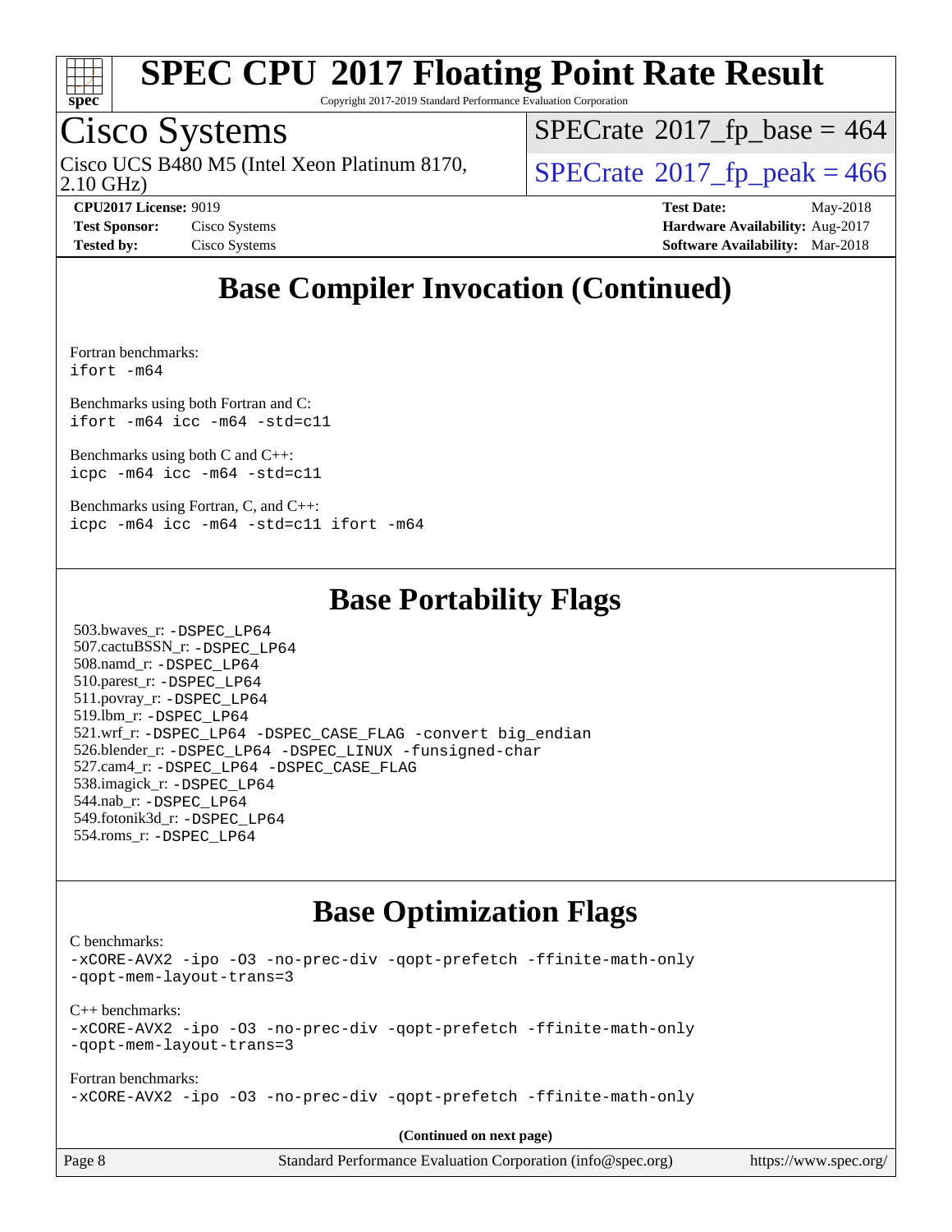# Base Compiler Invocation (Continued)

Fortran benchmarks:
```
ifort -m64
```

Benchmarks using both Fortran and C:
```
ifort -m64 icc -m64 -std=c11
```

Benchmarks using both C and C++:
```
icpc -m64 icc -m64 -std=c11
```

Benchmarks using Fortran, C, and C++:
```
icpc -m64 icc -m64 -std=c11 ifort -m64
```

# Base Portability Flags

503.bwaves_r: -DSPEC_LP64
507.cactuBSSN_r: -DSPEC_LP64
508.namd_r: -DSPEC_LP64
510.parest_r: -DSPEC_LP64
511.povray_r: -DSPEC_LP64
519.lbm_r: -DSPEC_LP64
521.wrf_r: -DSPEC_LP64 -DSPEC_CASE_FLAG -convert big_endian
526.blender_r: -DSPEC_LP64 -DSPEC_LINUX -funsigned-char
527.cam4_r: -DSPEC_LP64 -DSPEC_CASE_FLAG
538.imagick_r: -DSPEC_LP64
544.nab_r: -DSPEC_LP64
549.fotonik3d_r: -DSPEC_LP64
554.roms_r: -DSPEC_LP64

# Base Optimization Flags

C benchmarks:
```
-xCORE-AVX2 -ipo -O3 -no-prec-div -qopt-prefetch -ffinite-math-only
-qopt-mem-layout-trans=3
```

C++ benchmarks:
```
-xCORE-AVX2 -ipo -O3 -no-prec-div -qopt-prefetch -ffinite-math-only
-qopt-mem-layout-trans=3
```

Fortran benchmarks:
```
-xCORE-AVX2 -ipo -O3 -no-prec-div -qopt-prefetch -ffinite-math-only
```

**(Continued on next page)**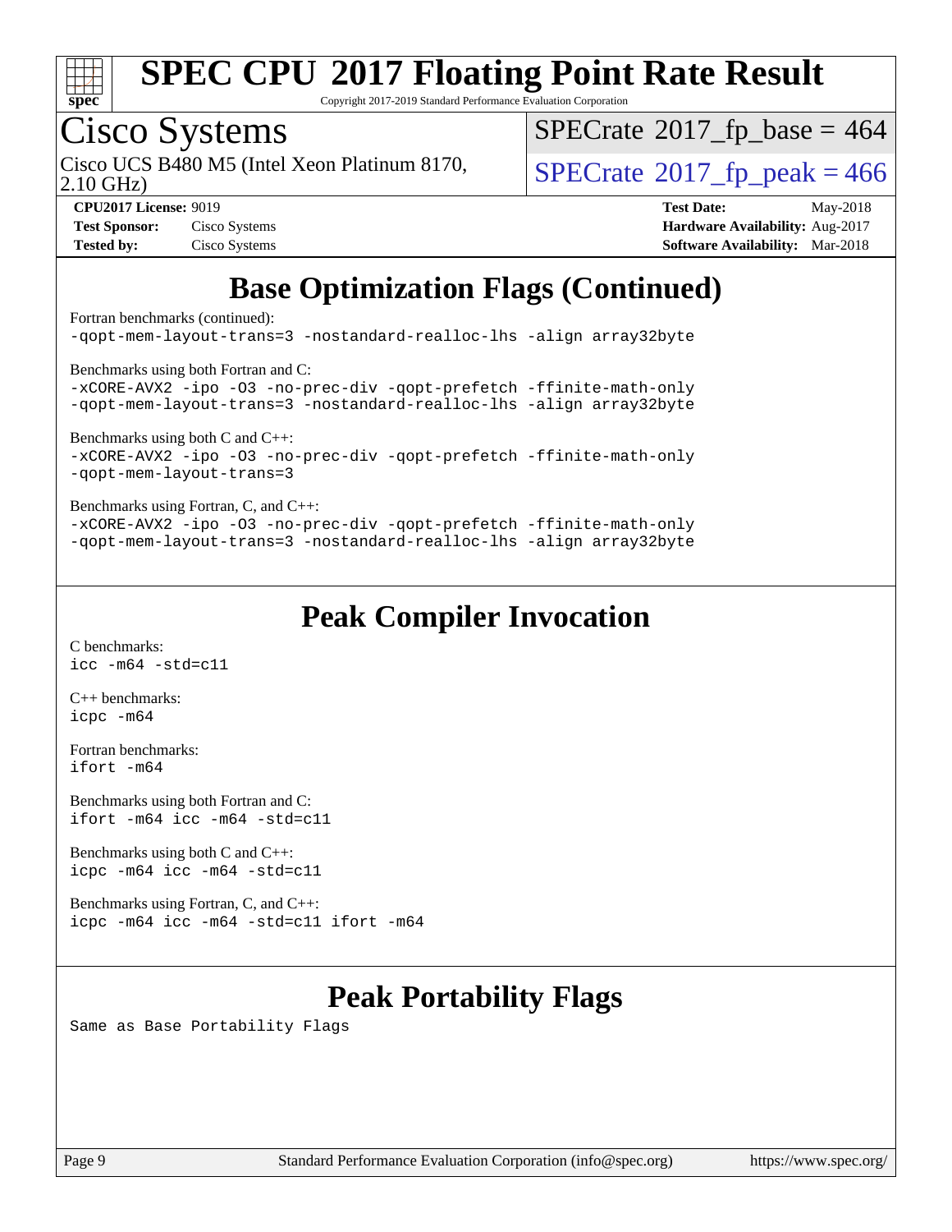# Base Optimization Flags (Continued)

Fortran benchmarks (continued):
```
-qopt-mem-layout-trans=3 -nostandard-realloc-lhs -align array32byte
```

Benchmarks using both Fortran and C:
```
-xCORE-AVX2 -ipo -O3 -no-prec-div -qopt-prefetch -ffinite-math-only
-qopt-mem-layout-trans=3 -nostandard-realloc-lhs -align array32byte
```

Benchmarks using both C and C++:
```
-xCORE-AVX2 -ipo -O3 -no-prec-div -qopt-prefetch -ffinite-math-only
-qopt-mem-layout-trans=3
```

Benchmarks using Fortran, C, and C++:
```
-xCORE-AVX2 -ipo -O3 -no-prec-div -qopt-prefetch -ffinite-math-only
-qopt-mem-layout-trans=3 -nostandard-realloc-lhs -align array32byte
```

# Peak Compiler Invocation

C benchmarks:
```
icc -m64 -std=c11
```

C++ benchmarks:
```
icpc -m64
```

Fortran benchmarks:
```
ifort -m64
```

Benchmarks using both Fortran and C:
```
ifort -m64 icc -m64 -std=c11
```

Benchmarks using both C and C++:
```
icpc -m64 icc -m64 -std=c11
```

Benchmarks using Fortran, C, and C++:
```
icpc -m64 icc -m64 -std=c11 ifort -m64
```

# Peak Portability Flags

Same as Base Portability Flags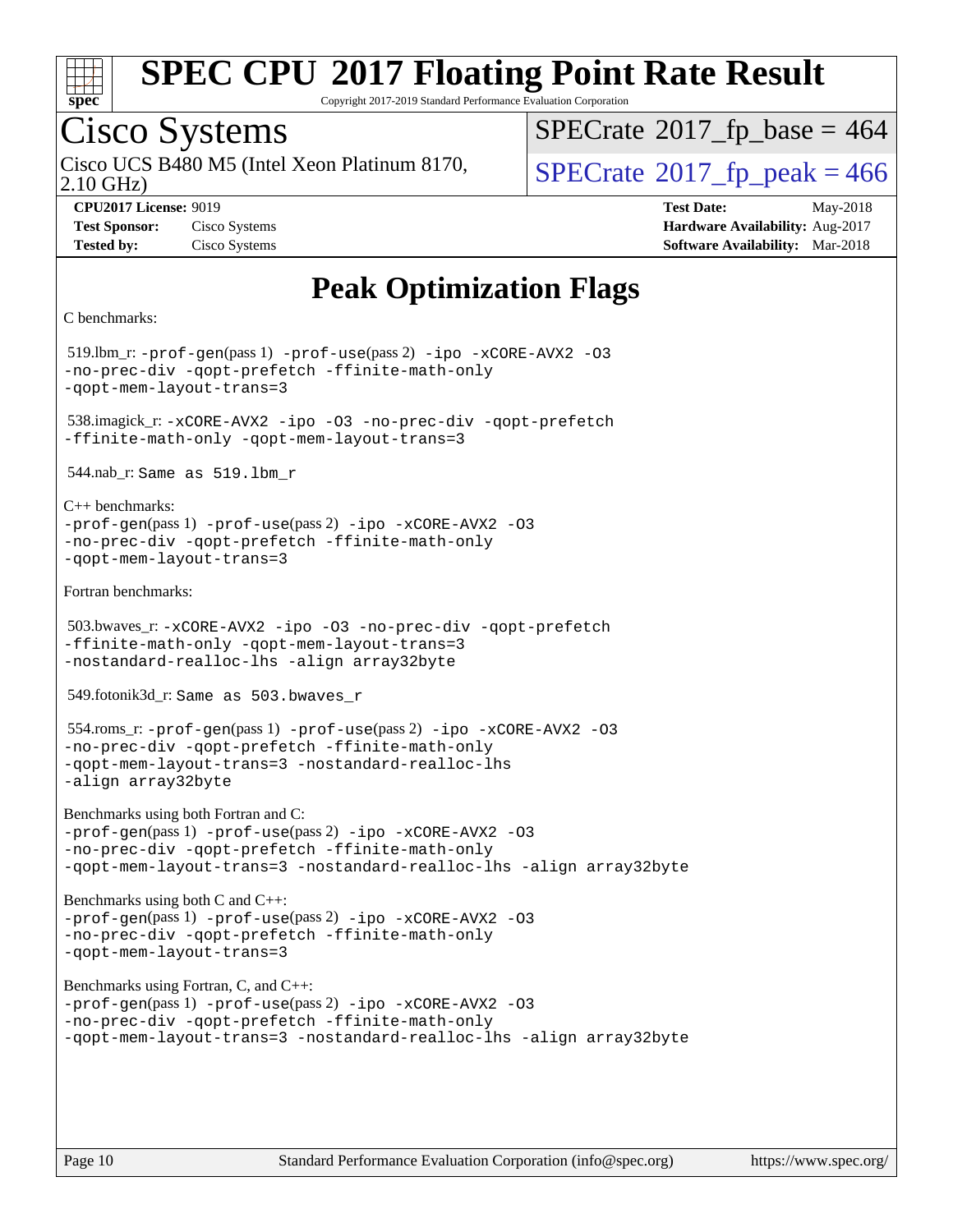# Peak Optimization Flags

C benchmarks:

519.lbm_r: `-prof-gen`(pass 1) `-prof-use`(pass 2) `-ipo -xCORE-AVX2 -O3 -no-prec-div -qopt-prefetch -ffinite-math-only -qopt-mem-layout-trans=3`

538.imagick_r: `-xCORE-AVX2 -ipo -O3 -no-prec-div -qopt-prefetch -ffinite-math-only -qopt-mem-layout-trans=3`

544.nab_r: `Same as 519.lbm_r`

C++ benchmarks:
`-prof-gen`(pass 1) `-prof-use`(pass 2) `-ipo -xCORE-AVX2 -O3 -no-prec-div -qopt-prefetch -ffinite-math-only -qopt-mem-layout-trans=3`

Fortran benchmarks:

503.bwaves_r: `-xCORE-AVX2 -ipo -O3 -no-prec-div -qopt-prefetch -ffinite-math-only -qopt-mem-layout-trans=3 -nostandard-realloc-lhs -align array32byte`

549.fotonik3d_r: `Same as 503.bwaves_r`

554.roms_r: `-prof-gen`(pass 1) `-prof-use`(pass 2) `-ipo -xCORE-AVX2 -O3 -no-prec-div -qopt-prefetch -ffinite-math-only -qopt-mem-layout-trans=3 -nostandard-realloc-lhs -align array32byte`

Benchmarks using both Fortran and C:
`-prof-gen`(pass 1) `-prof-use`(pass 2) `-ipo -xCORE-AVX2 -O3 -no-prec-div -qopt-prefetch -ffinite-math-only -qopt-mem-layout-trans=3 -nostandard-realloc-lhs -align array32byte`

Benchmarks using both C and C++:
`-prof-gen`(pass 1) `-prof-use`(pass 2) `-ipo -xCORE-AVX2 -O3 -no-prec-div -qopt-prefetch -ffinite-math-only -qopt-mem-layout-trans=3`

Benchmarks using Fortran, C, and C++:
`-prof-gen`(pass 1) `-prof-use`(pass 2) `-ipo -xCORE-AVX2 -O3 -no-prec-div -qopt-prefetch -ffinite-math-only -qopt-mem-layout-trans=3 -nostandard-realloc-lhs -align array32byte`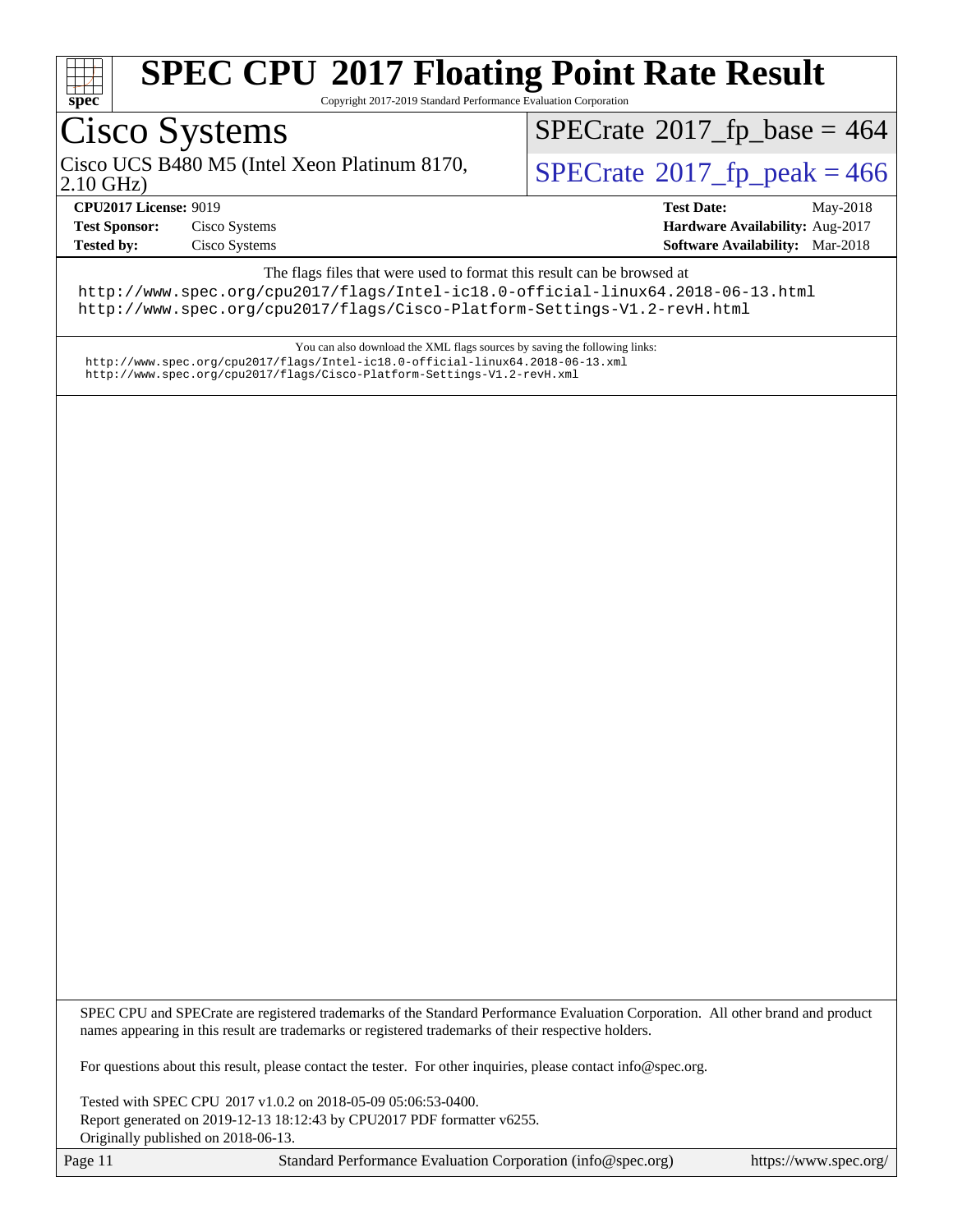# SPEC CPU 2017 Floating Point Rate Result

Copyright 2017-2019 Standard Performance Evaluation Corporation

## Cisco Systems

Cisco UCS B480 M5 (Intel Xeon Platinum 8170, 2.10 GHz)

SPECrate 2017_fp_base = 464

SPECrate 2017_fp_peak = 466

**CPU2017 License:** 9019
**Test Sponsor:** Cisco Systems
**Tested by:** Cisco Systems

**Test Date:** May-2018
**Hardware Availability:** Aug-2017
**Software Availability:** Mar-2018

The flags files that were used to format this result can be browsed at

http://www.spec.org/cpu2017/flags/Intel-ic18.0-official-linux64.2018-06-13.html
http://www.spec.org/cpu2017/flags/Cisco-Platform-Settings-V1.2-revH.html

You can also download the XML flags sources by saving the following links:

http://www.spec.org/cpu2017/flags/Intel-ic18.0-official-linux64.2018-06-13.xml
http://www.spec.org/cpu2017/flags/Cisco-Platform-Settings-V1.2-revH.xml

SPEC CPU and SPECrate are registered trademarks of the Standard Performance Evaluation Corporation. All other brand and product names appearing in this result are trademarks or registered trademarks of their respective holders.

For questions about this result, please contact the tester. For other inquiries, please contact info@spec.org.

Tested with SPEC CPU 2017 v1.0.2 on 2018-05-09 05:06:53-0400.
Report generated on 2019-12-13 18:12:43 by CPU2017 PDF formatter v6255.
Originally published on 2018-06-13.